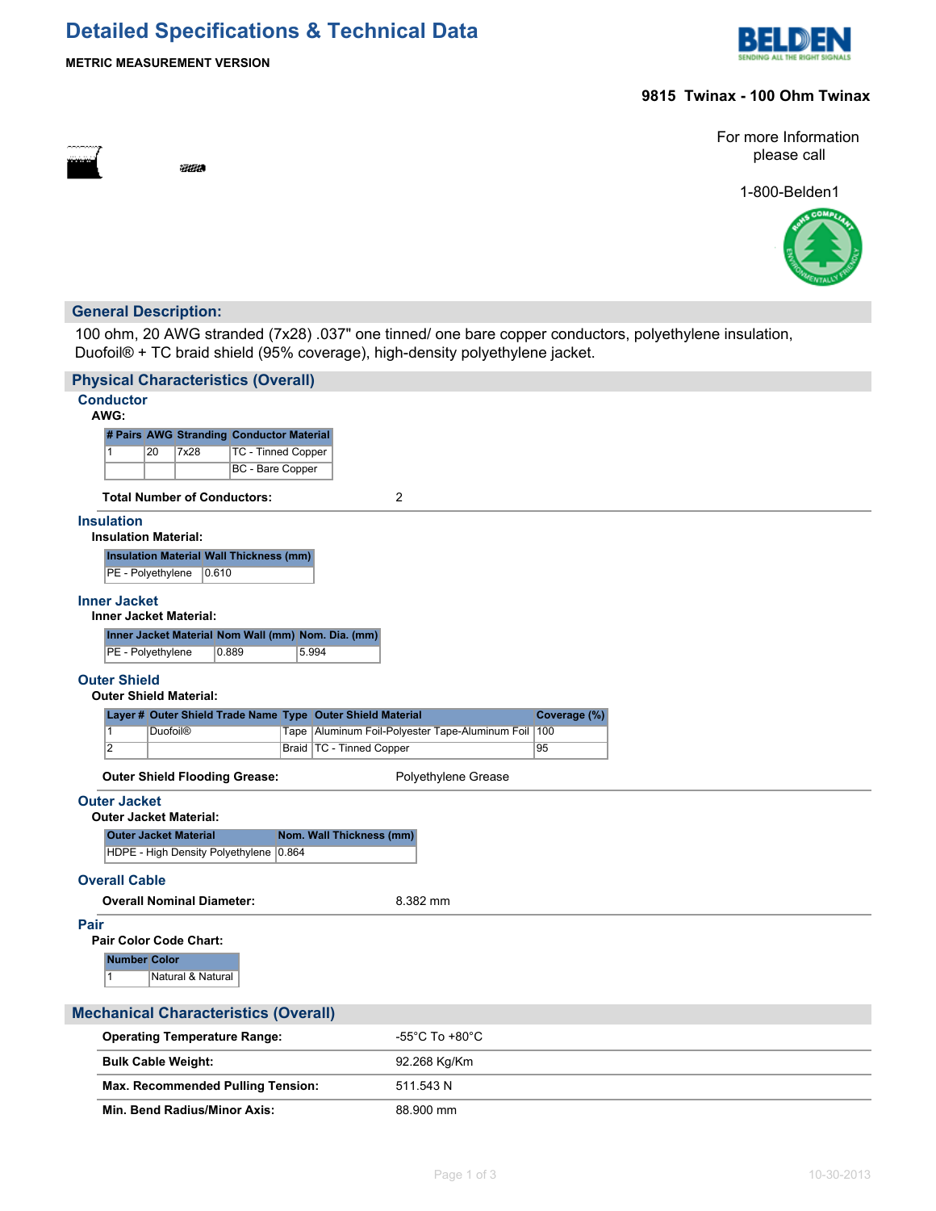# Detailed Specifications & Technical Data

**METRIC MEASUREMENT VERSION**

**9815 Twinax - 100 Ohm Twinax**

For more Information please call

1-800-Belden1

## General Description:

100 ohm, 20 AWG stranded (7x28) .037" one tinned/ one bare copper conductors, polyethylene insulation, Duofoil® + TC braid shield (95% coverage), high-density polyethylene jacket.

## Physical Characteristics (Overall)

### Conductor

**AWG:**

| # Pairs | AWG | Stranding | Conductor Material |
|---|---|---|---|
| 1 | 20 | 7x28 | TC - Tinned Copper |
| | | | BC - Bare Copper |

**Total Number of Conductors:** 2

### Insulation

**Insulation Material:**

| Insulation Material | Wall Thickness (mm) |
|---|---|
| PE - Polyethylene | 0.610 |

### Inner Jacket

**Inner Jacket Material:**

| Inner Jacket Material | Nom Wall (mm) | Nom. Dia. (mm) |
|---|---|---|
| PE - Polyethylene | 0.889 | 5.994 |

### Outer Shield

**Outer Shield Material:**

| Layer # | Outer Shield Trade Name | Type | Outer Shield Material | Coverage (%) |
|---|---|---|---|---|
| 1 | Duofoil® | Tape | Aluminum Foil-Polyester Tape-Aluminum Foil | 100 |
| 2 | | Braid | TC - Tinned Copper | 95 |

**Outer Shield Flooding Grease:** Polyethylene Grease

### Outer Jacket

**Outer Jacket Material:**

| Outer Jacket Material | Nom. Wall Thickness (mm) |
|---|---|
| HDPE - High Density Polyethylene | 0.864 |

### Overall Cable

**Overall Nominal Diameter:** 8.382 mm

### Pair

**Pair Color Code Chart:**

| Number | Color |
|---|---|
| 1 | Natural & Natural |

## Mechanical Characteristics (Overall)

| | |
|---|---|
| **Operating Temperature Range:** | -55°C To +80°C |
| **Bulk Cable Weight:** | 92.268 Kg/Km |
| **Max. Recommended Pulling Tension:** | 511.543 N |
| **Min. Bend Radius/Minor Axis:** | 88.900 mm |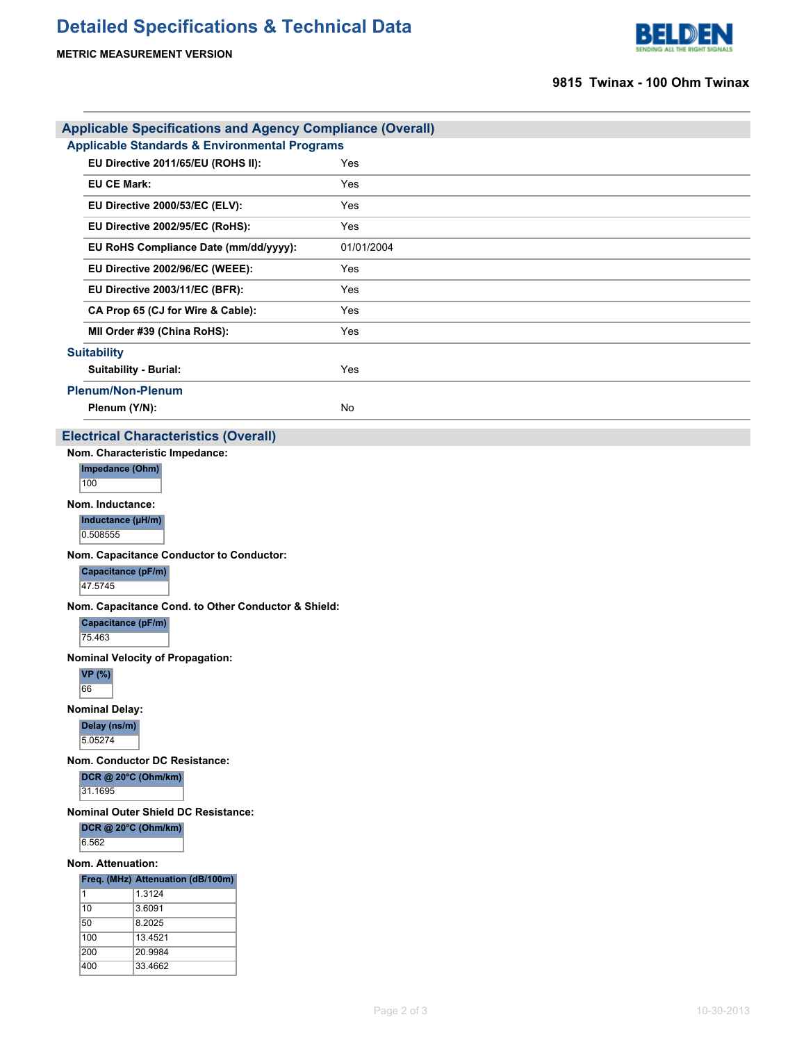# Detailed Specifications & Technical Data

**METRIC MEASUREMENT VERSION**

**9815 Twinax - 100 Ohm Twinax**

## Applicable Specifications and Agency Compliance (Overall)

### Applicable Standards & Environmental Programs

| | |
|---|---|
| **EU Directive 2011/65/EU (ROHS II):** | Yes |
| **EU CE Mark:** | Yes |
| **EU Directive 2000/53/EC (ELV):** | Yes |
| **EU Directive 2002/95/EC (RoHS):** | Yes |
| **EU RoHS Compliance Date (mm/dd/yyyy):** | 01/01/2004 |
| **EU Directive 2002/96/EC (WEEE):** | Yes |
| **EU Directive 2003/11/EC (BFR):** | Yes |
| **CA Prop 65 (CJ for Wire & Cable):** | Yes |
| **MII Order #39 (China RoHS):** | Yes |

### Suitability

| | |
|---|---|
| **Suitability - Burial:** | Yes |

### Plenum/Non-Plenum

| | |
|---|---|
| **Plenum (Y/N):** | No |

## Electrical Characteristics (Overall)

**Nom. Characteristic Impedance:**

| Impedance (Ohm) |
|---|
| 100 |

**Nom. Inductance:**

| Inductance (µH/m) |
|---|
| 0.508555 |

**Nom. Capacitance Conductor to Conductor:**

| Capacitance (pF/m) |
|---|
| 47.5745 |

**Nom. Capacitance Cond. to Other Conductor & Shield:**

| Capacitance (pF/m) |
|---|
| 75.463 |

**Nominal Velocity of Propagation:**

| VP (%) |
|---|
| 66 |

**Nominal Delay:**

| Delay (ns/m) |
|---|
| 5.05274 |

**Nom. Conductor DC Resistance:**

| DCR @ 20°C (Ohm/km) |
|---|
| 31.1695 |

**Nominal Outer Shield DC Resistance:**

| DCR @ 20°C (Ohm/km) |
|---|
| 6.562 |

**Nom. Attenuation:**

| Freq. (MHz) | Attenuation (dB/100m) |
|---|---|
| 1 | 1.3124 |
| 10 | 3.6091 |
| 50 | 8.2025 |
| 100 | 13.4521 |
| 200 | 20.9984 |
| 400 | 33.4662 |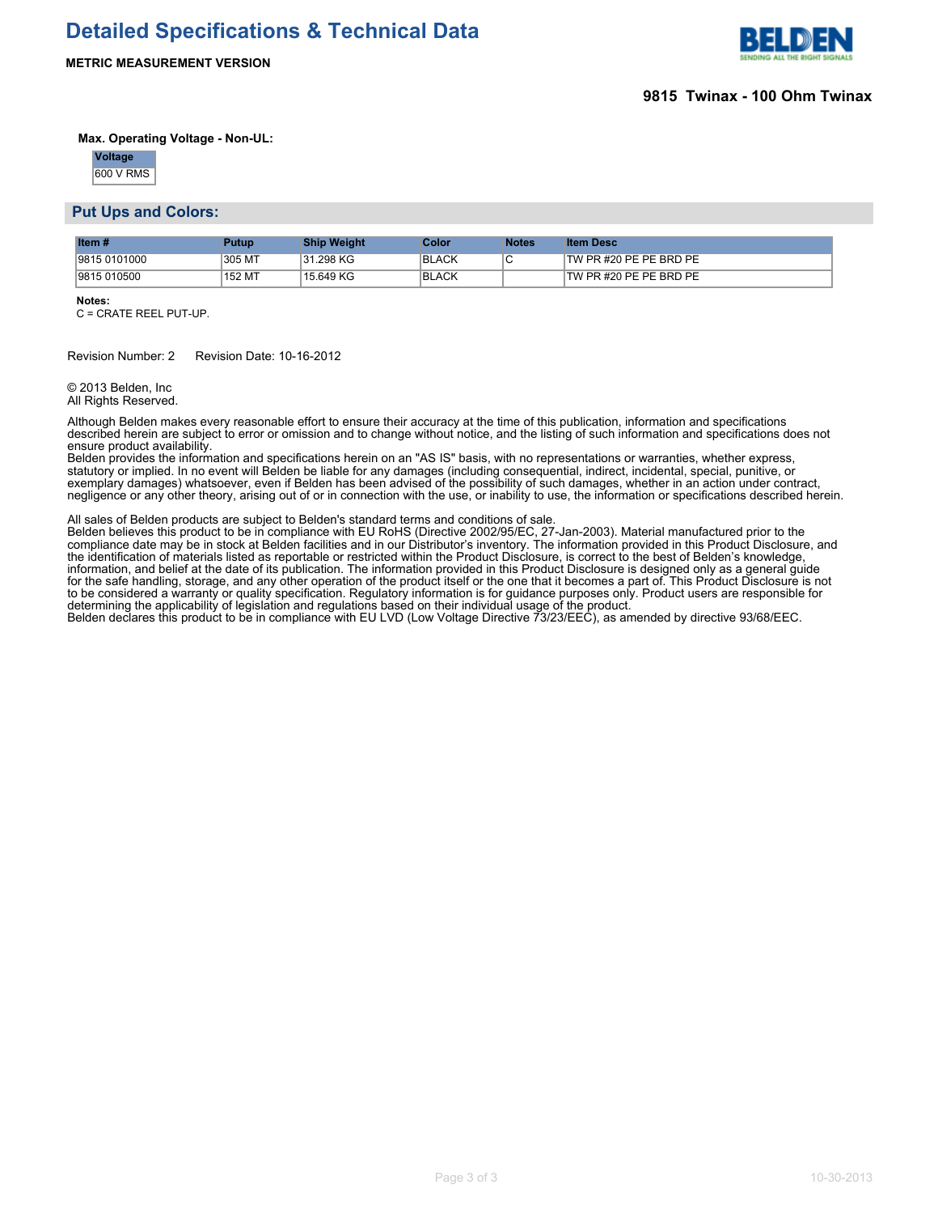# Detailed Specifications & Technical Data

**METRIC MEASUREMENT VERSION**

### 9815 Twinax - 100 Ohm Twinax

**Max. Operating Voltage - Non-UL:**

| Voltage |
|---|
| 600 V RMS |

## Put Ups and Colors:

| Item # | Putup | Ship Weight | Color | Notes | Item Desc |
|---|---|---|---|---|---|
| 9815 0101000 | 305 MT | 31.298 KG | BLACK | C | TW PR #20 PE PE BRD PE |
| 9815 010500 | 152 MT | 15.649 KG | BLACK | | TW PR #20 PE PE BRD PE |

**Notes:**
C = CRATE REEL PUT-UP.

Revision Number: 2 Revision Date: 10-16-2012

© 2013 Belden, Inc
All Rights Reserved.

Although Belden makes every reasonable effort to ensure their accuracy at the time of this publication, information and specifications described herein are subject to error or omission and to change without notice, and the listing of such information and specifications does not ensure product availability.
Belden provides the information and specifications herein on an "AS IS" basis, with no representations or warranties, whether express, statutory or implied. In no event will Belden be liable for any damages (including consequential, indirect, incidental, special, punitive, or exemplary damages) whatsoever, even if Belden has been advised of the possibility of such damages, whether in an action under contract, negligence or any other theory, arising out of or in connection with the use, or inability to use, the information or specifications described herein.

All sales of Belden products are subject to Belden's standard terms and conditions of sale.
Belden believes this product to be in compliance with EU RoHS (Directive 2002/95/EC, 27-Jan-2003). Material manufactured prior to the compliance date may be in stock at Belden facilities and in our Distributor's inventory. The information provided in this Product Disclosure, and the identification of materials listed as reportable or restricted within the Product Disclosure, is correct to the best of Belden's knowledge, information, and belief at the date of its publication. The information provided in this Product Disclosure is designed only as a general guide for the safe handling, storage, and any other operation of the product itself or the one that it becomes a part of. This Product Disclosure is not to be considered a warranty or quality specification. Regulatory information is for guidance purposes only. Product users are responsible for determining the applicability of legislation and regulations based on their individual usage of the product.
Belden declares this product to be in compliance with EU LVD (Low Voltage Directive 73/23/EEC), as amended by directive 93/68/EEC.